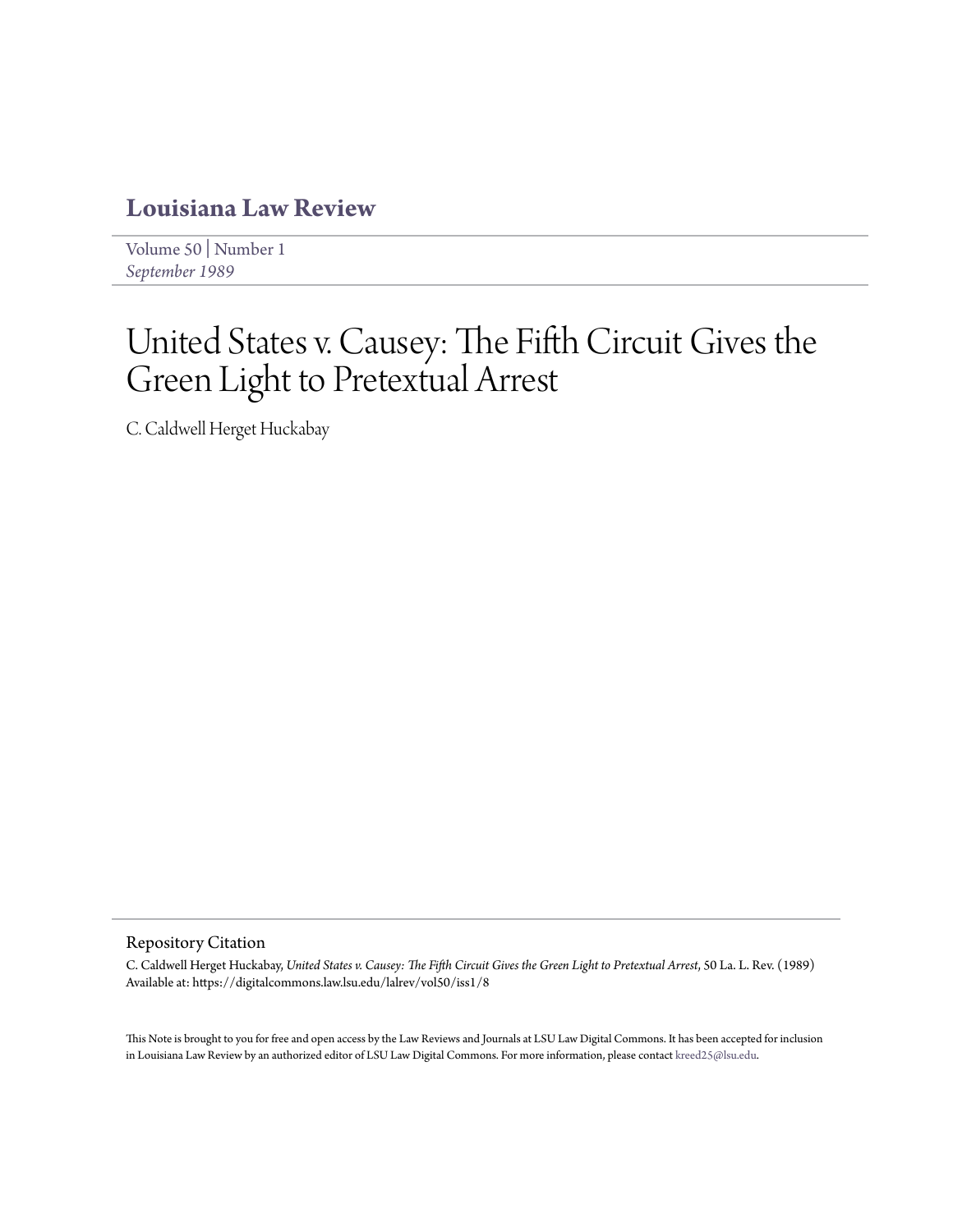# Louisiana Law Review

Volume 50 | Number 1
*September 1989*

# United States v. Causey: The Fifth Circuit Gives the Green Light to Pretextual Arrest

C. Caldwell Herget Huckabay

## Repository Citation

C. Caldwell Herget Huckabay, *United States v. Causey: The Fifth Circuit Gives the Green Light to Pretextual Arrest*, 50 La. L. Rev. (1989)
Available at: https://digitalcommons.law.lsu.edu/lalrev/vol50/iss1/8

This Note is brought to you for free and open access by the Law Reviews and Journals at LSU Law Digital Commons. It has been accepted for inclusion in Louisiana Law Review by an authorized editor of LSU Law Digital Commons. For more information, please contact kreed25@lsu.edu.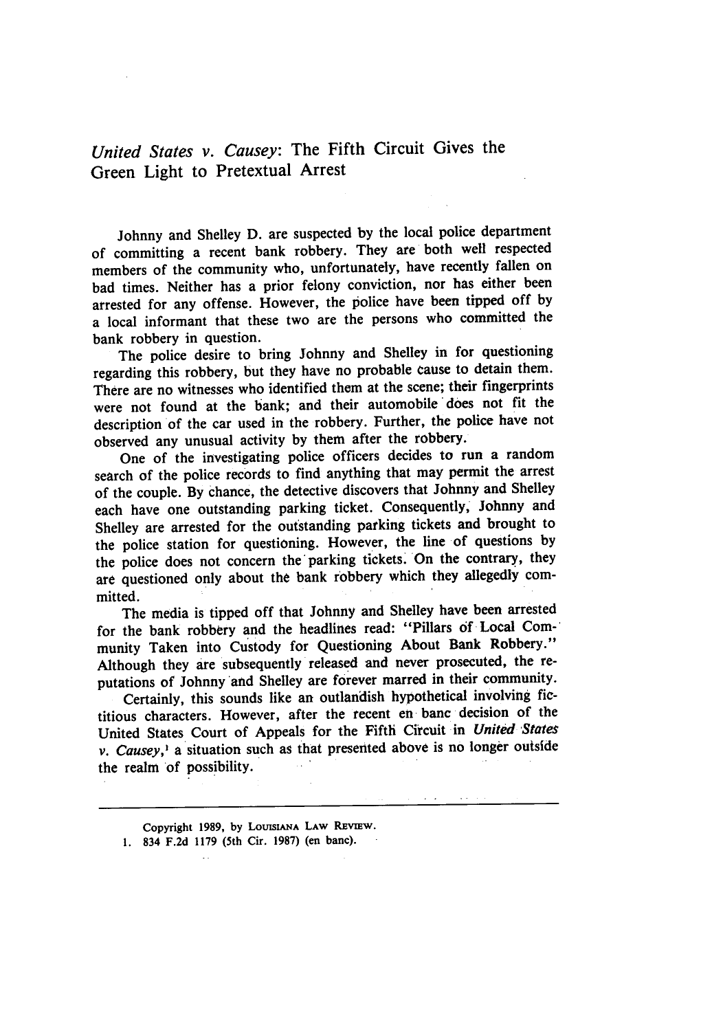# *United States v. Causey*: The Fifth Circuit Gives the Green Light to Pretextual Arrest

Johnny and Shelley D. are suspected by the local police department of committing a recent bank robbery. They are both well respected members of the community who, unfortunately, have recently fallen on bad times. Neither has a prior felony conviction, nor has either been arrested for any offense. However, the police have been tipped off by a local informant that these two are the persons who committed the bank robbery in question.

The police desire to bring Johnny and Shelley in for questioning regarding this robbery, but they have no probable cause to detain them. There are no witnesses who identified them at the scene; their fingerprints were not found at the bank; and their automobile does not fit the description of the car used in the robbery. Further, the police have not observed any unusual activity by them after the robbery.

One of the investigating police officers decides to run a random search of the police records to find anything that may permit the arrest of the couple. By chance, the detective discovers that Johnny and Shelley each have one outstanding parking ticket. Consequently, Johnny and Shelley are arrested for the outstanding parking tickets and brought to the police station for questioning. However, the line of questions by the police does not concern the parking tickets. On the contrary, they are questioned only about the bank robbery which they allegedly committed.

The media is tipped off that Johnny and Shelley have been arrested for the bank robbery and the headlines read: "Pillars of Local Community Taken into Custody for Questioning About Bank Robbery." Although they are subsequently released and never prosecuted, the reputations of Johnny and Shelley are forever marred in their community.

Certainly, this sounds like an outlandish hypothetical involving fictitious characters. However, after the recent en banc decision of the United States Court of Appeals for the Fifth Circuit in *United States v. Causey*,[1] a situation such as that presented above is no longer outside the realm of possibility.

---

Copyright 1989, by LOUISIANA LAW REVIEW.

1. 834 F.2d 1179 (5th Cir. 1987) (en banc).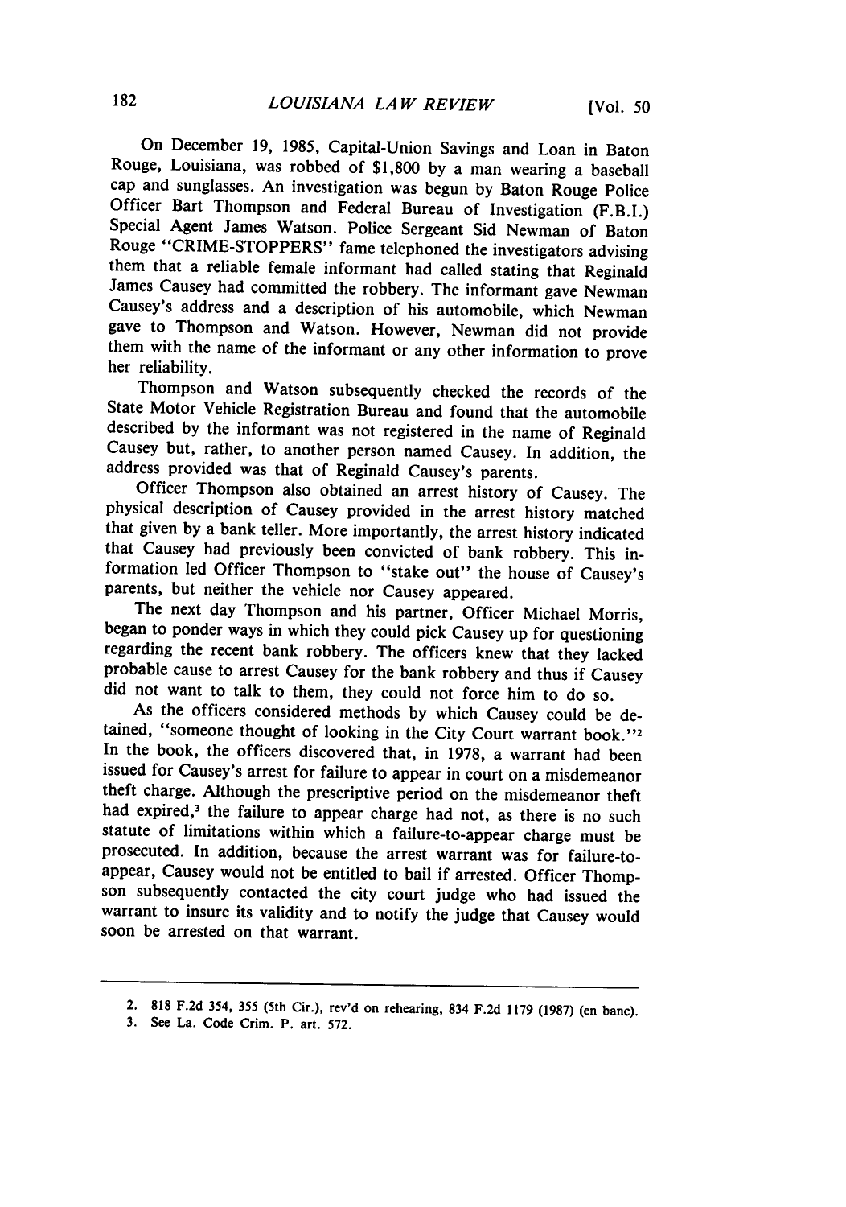On December 19, 1985, Capital-Union Savings and Loan in Baton Rouge, Louisiana, was robbed of $1,800 by a man wearing a baseball cap and sunglasses. An investigation was begun by Baton Rouge Police Officer Bart Thompson and Federal Bureau of Investigation (F.B.I.) Special Agent James Watson. Police Sergeant Sid Newman of Baton Rouge "CRIME-STOPPERS" fame telephoned the investigators advising them that a reliable female informant had called stating that Reginald James Causey had committed the robbery. The informant gave Newman Causey's address and a description of his automobile, which Newman gave to Thompson and Watson. However, Newman did not provide them with the name of the informant or any other information to prove her reliability.

Thompson and Watson subsequently checked the records of the State Motor Vehicle Registration Bureau and found that the automobile described by the informant was not registered in the name of Reginald Causey but, rather, to another person named Causey. In addition, the address provided was that of Reginald Causey's parents.

Officer Thompson also obtained an arrest history of Causey. The physical description of Causey provided in the arrest history matched that given by a bank teller. More importantly, the arrest history indicated that Causey had previously been convicted of bank robbery. This information led Officer Thompson to "stake out" the house of Causey's parents, but neither the vehicle nor Causey appeared.

The next day Thompson and his partner, Officer Michael Morris, began to ponder ways in which they could pick Causey up for questioning regarding the recent bank robbery. The officers knew that they lacked probable cause to arrest Causey for the bank robbery and thus if Causey did not want to talk to them, they could not force him to do so.

As the officers considered methods by which Causey could be detained, "someone thought of looking in the City Court warrant book."[2] In the book, the officers discovered that, in 1978, a warrant had been issued for Causey's arrest for failure to appear in court on a misdemeanor theft charge. Although the prescriptive period on the misdemeanor theft had expired,[3] the failure to appear charge had not, as there is no such statute of limitations within which a failure-to-appear charge must be prosecuted. In addition, because the arrest warrant was for failure-to-appear, Causey would not be entitled to bail if arrested. Officer Thompson subsequently contacted the city court judge who had issued the warrant to insure its validity and to notify the judge that Causey would soon be arrested on that warrant.

---

2. 818 F.2d 354, 355 (5th Cir.), rev'd on rehearing, 834 F.2d 1179 (1987) (en banc).
3. See La. Code Crim. P. art. 572.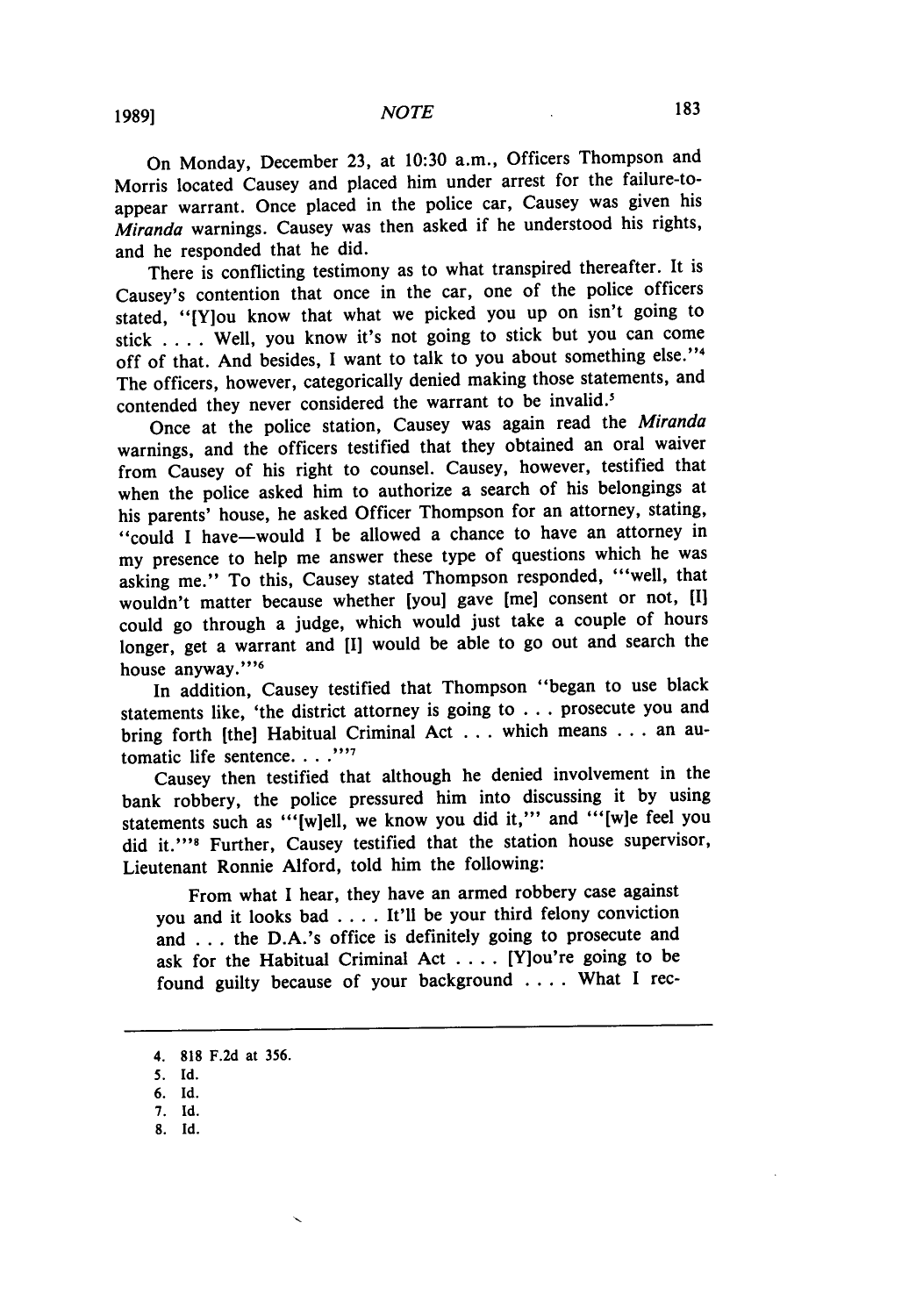On Monday, December 23, at 10:30 a.m., Officers Thompson and Morris located Causey and placed him under arrest for the failure-to-appear warrant. Once placed in the police car, Causey was given his *Miranda* warnings. Causey was then asked if he understood his rights, and he responded that he did.

There is conflicting testimony as to what transpired thereafter. It is Causey's contention that once in the car, one of the police officers stated, "[Y]ou know that what we picked you up on isn't going to stick . . . . Well, you know it's not going to stick but you can come off of that. And besides, I want to talk to you about something else."[4] The officers, however, categorically denied making those statements, and contended they never considered the warrant to be invalid.[5]

Once at the police station, Causey was again read the *Miranda* warnings, and the officers testified that they obtained an oral waiver from Causey of his right to counsel. Causey, however, testified that when the police asked him to authorize a search of his belongings at his parents' house, he asked Officer Thompson for an attorney, stating, "could I have—would I be allowed a chance to have an attorney in my presence to help me answer these type of questions which he was asking me." To this, Causey stated Thompson responded, "'well, that wouldn't matter because whether [you] gave [me] consent or not, [I] could go through a judge, which would just take a couple of hours longer, get a warrant and [I] would be able to go out and search the house anyway.'"[6]

In addition, Causey testified that Thompson "began to use black statements like, 'the district attorney is going to . . . prosecute you and bring forth [the] Habitual Criminal Act . . . which means . . . an automatic life sentence. . . .'"[7]

Causey then testified that although he denied involvement in the bank robbery, the police pressured him into discussing it by using statements such as "'[w]ell, we know you did it,'" and "'[w]e feel you did it.'"[8] Further, Causey testified that the station house supervisor, Lieutenant Ronnie Alford, told him the following:

> From what I hear, they have an armed robbery case against you and it looks bad . . . . It'll be your third felony conviction and . . . the D.A.'s office is definitely going to prosecute and ask for the Habitual Criminal Act . . . . [Y]ou're going to be found guilty because of your background . . . . What I rec-

---

4. 818 F.2d at 356.
5. Id.
6. Id.
7. Id.
8. Id.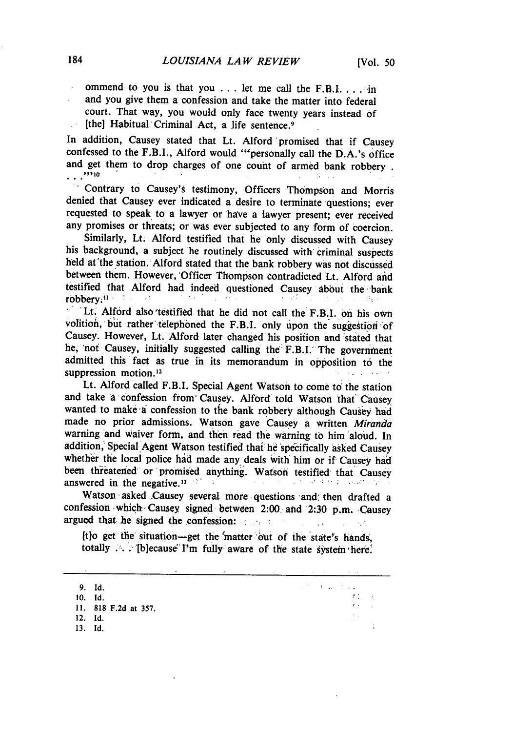> ommend to you is that you . . . let me call the F.B.I. . . . in and you give them a confession and take the matter into federal court. That way, you would only face twenty years instead of [the] Habitual Criminal Act, a life sentence.[9]

In addition, Causey stated that Lt. Alford promised that if Causey confessed to the F.B.I., Alford would "'personally call the D.A.'s office and get them to drop charges of one count of armed bank robbery . . . .'"[10]

Contrary to Causey's testimony, Officers Thompson and Morris denied that Causey ever indicated a desire to terminate questions; ever requested to speak to a lawyer or have a lawyer present; ever received any promises or threats; or was ever subjected to any form of coercion.

Similarly, Lt. Alford testified that he only discussed with Causey his background, a subject he routinely discussed with criminal suspects held at the station. Alford stated that the bank robbery was not discussed between them. However, Officer Thompson contradicted Lt. Alford and testified that Alford had indeed questioned Causey about the bank robbery.[11]

Lt. Alford also testified that he did not call the F.B.I. on his own volition, but rather telephoned the F.B.I. only upon the suggestion of Causey. However, Lt. Alford later changed his position and stated that he, not Causey, initially suggested calling the F.B.I. The government admitted this fact as true in its memorandum in opposition to the suppression motion.[12]

Lt. Alford called F.B.I. Special Agent Watson to come to the station and take a confession from Causey. Alford told Watson that Causey wanted to make a confession to the bank robbery although Causey had made no prior admissions. Watson gave Causey a written *Miranda* warning and waiver form, and then read the warning to him aloud. In addition, Special Agent Watson testified that he specifically asked Causey whether the local police had made any deals with him or if Causey had been threatened or promised anything. Watson testified that Causey answered in the negative.[13]

Watson asked Causey several more questions and then drafted a confession which Causey signed between 2:00 and 2:30 p.m. Causey argued that he signed the confession:

> [t]o get the situation—get the matter out of the state's hands, totally . . . [b]ecause I'm fully aware of the state system here.

---

9. Id.
10. Id.
11. 818 F.2d at 357.
12. Id.
13. Id.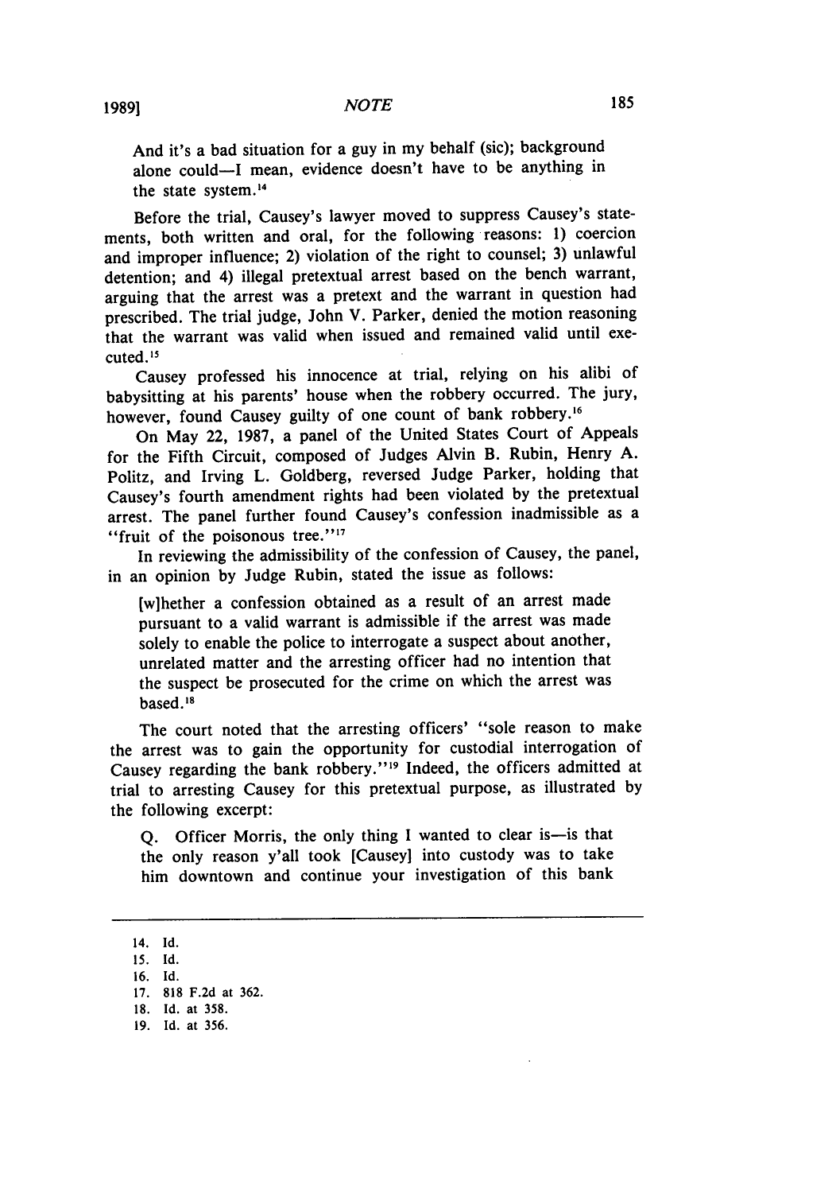> And it's a bad situation for a guy in my behalf (sic); background alone could—I mean, evidence doesn't have to be anything in the state system.[14]

Before the trial, Causey's lawyer moved to suppress Causey's statements, both written and oral, for the following reasons: 1) coercion and improper influence; 2) violation of the right to counsel; 3) unlawful detention; and 4) illegal pretextual arrest based on the bench warrant, arguing that the arrest was a pretext and the warrant in question had prescribed. The trial judge, John V. Parker, denied the motion reasoning that the warrant was valid when issued and remained valid until executed.[15]

Causey professed his innocence at trial, relying on his alibi of babysitting at his parents' house when the robbery occurred. The jury, however, found Causey guilty of one count of bank robbery.[16]

On May 22, 1987, a panel of the United States Court of Appeals for the Fifth Circuit, composed of Judges Alvin B. Rubin, Henry A. Politz, and Irving L. Goldberg, reversed Judge Parker, holding that Causey's fourth amendment rights had been violated by the pretextual arrest. The panel further found Causey's confession inadmissible as a "fruit of the poisonous tree."[17]

In reviewing the admissibility of the confession of Causey, the panel, in an opinion by Judge Rubin, stated the issue as follows:

> [w]hether a confession obtained as a result of an arrest made pursuant to a valid warrant is admissible if the arrest was made solely to enable the police to interrogate a suspect about another, unrelated matter and the arresting officer had no intention that the suspect be prosecuted for the crime on which the arrest was based.[18]

The court noted that the arresting officers' "sole reason to make the arrest was to gain the opportunity for custodial interrogation of Causey regarding the bank robbery."[19] Indeed, the officers admitted at trial to arresting Causey for this pretextual purpose, as illustrated by the following excerpt:

> Q. Officer Morris, the only thing I wanted to clear is—is that the only reason y'all took [Causey] into custody was to take him downtown and continue your investigation of this bank

---

14. Id.
15. Id.
16. Id.
17. 818 F.2d at 362.
18. Id. at 358.
19. Id. at 356.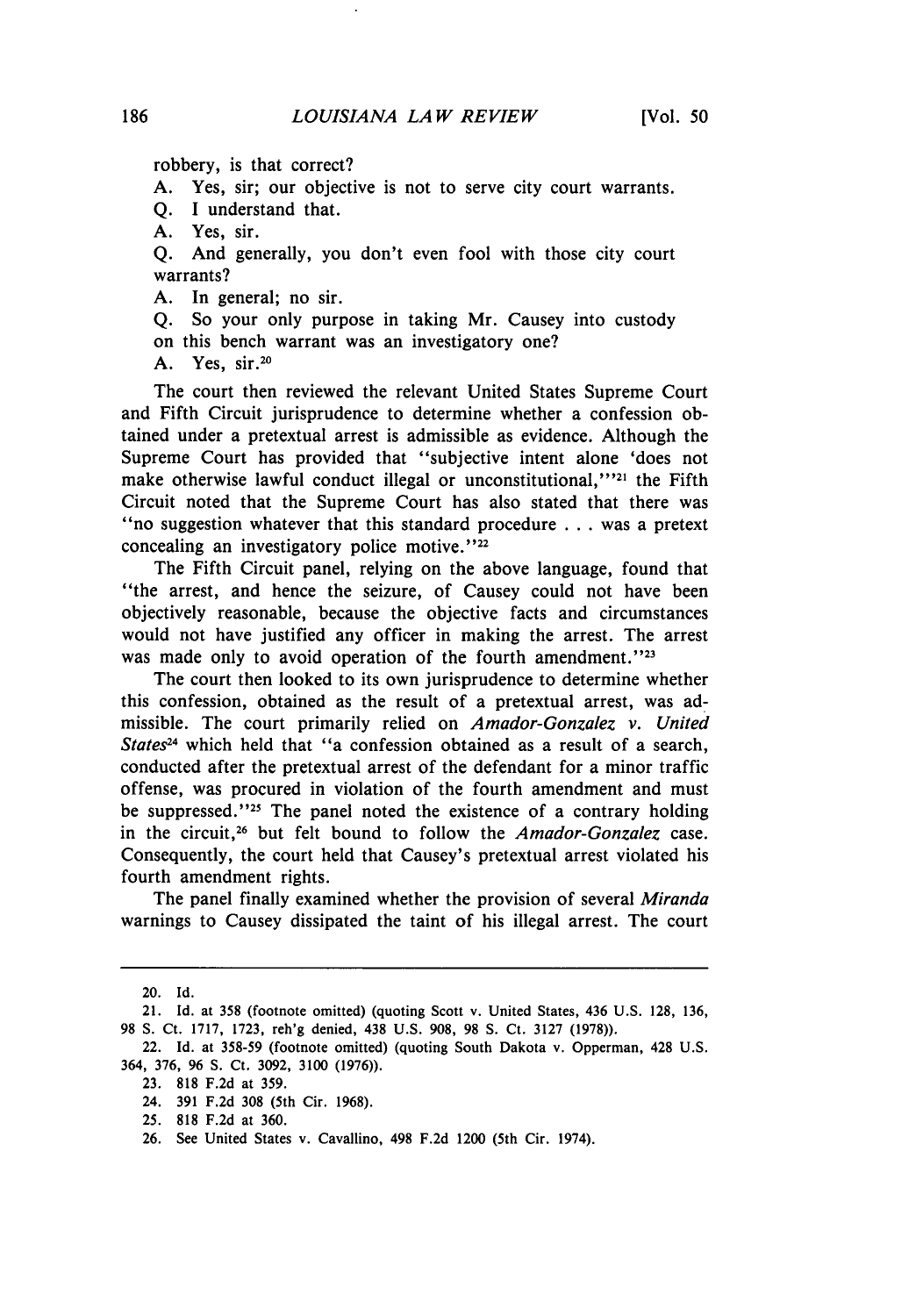robbery, is that correct?

A. Yes, sir; our objective is not to serve city court warrants.

Q. I understand that.

A. Yes, sir.

Q. And generally, you don't even fool with those city court warrants?

A. In general; no sir.

Q. So your only purpose in taking Mr. Causey into custody on this bench warrant was an investigatory one?

A. Yes, sir.[20]

The court then reviewed the relevant United States Supreme Court and Fifth Circuit jurisprudence to determine whether a confession obtained under a pretextual arrest is admissible as evidence. Although the Supreme Court has provided that "subjective intent alone 'does not make otherwise lawful conduct illegal or unconstitutional,'"[21] the Fifth Circuit noted that the Supreme Court has also stated that there was "no suggestion whatever that this standard procedure . . . was a pretext concealing an investigatory police motive."[22]

The Fifth Circuit panel, relying on the above language, found that "the arrest, and hence the seizure, of Causey could not have been objectively reasonable, because the objective facts and circumstances would not have justified any officer in making the arrest. The arrest was made only to avoid operation of the fourth amendment."[23]

The court then looked to its own jurisprudence to determine whether this confession, obtained as the result of a pretextual arrest, was admissible. The court primarily relied on *Amador-Gonzalez v. United States*[24] which held that "a confession obtained as a result of a search, conducted after the pretextual arrest of the defendant for a minor traffic offense, was procured in violation of the fourth amendment and must be suppressed."[25] The panel noted the existence of a contrary holding in the circuit,[26] but felt bound to follow the *Amador-Gonzalez* case. Consequently, the court held that Causey's pretextual arrest violated his fourth amendment rights.

The panel finally examined whether the provision of several *Miranda* warnings to Causey dissipated the taint of his illegal arrest. The court

---

20. Id.

21. Id. at 358 (footnote omitted) (quoting Scott v. United States, 436 U.S. 128, 136, 98 S. Ct. 1717, 1723, reh'g denied, 438 U.S. 908, 98 S. Ct. 3127 (1978)).

22. Id. at 358-59 (footnote omitted) (quoting South Dakota v. Opperman, 428 U.S. 364, 376, 96 S. Ct. 3092, 3100 (1976)).

23. 818 F.2d at 359.

24. 391 F.2d 308 (5th Cir. 1968).

25. 818 F.2d at 360.

26. See United States v. Cavallino, 498 F.2d 1200 (5th Cir. 1974).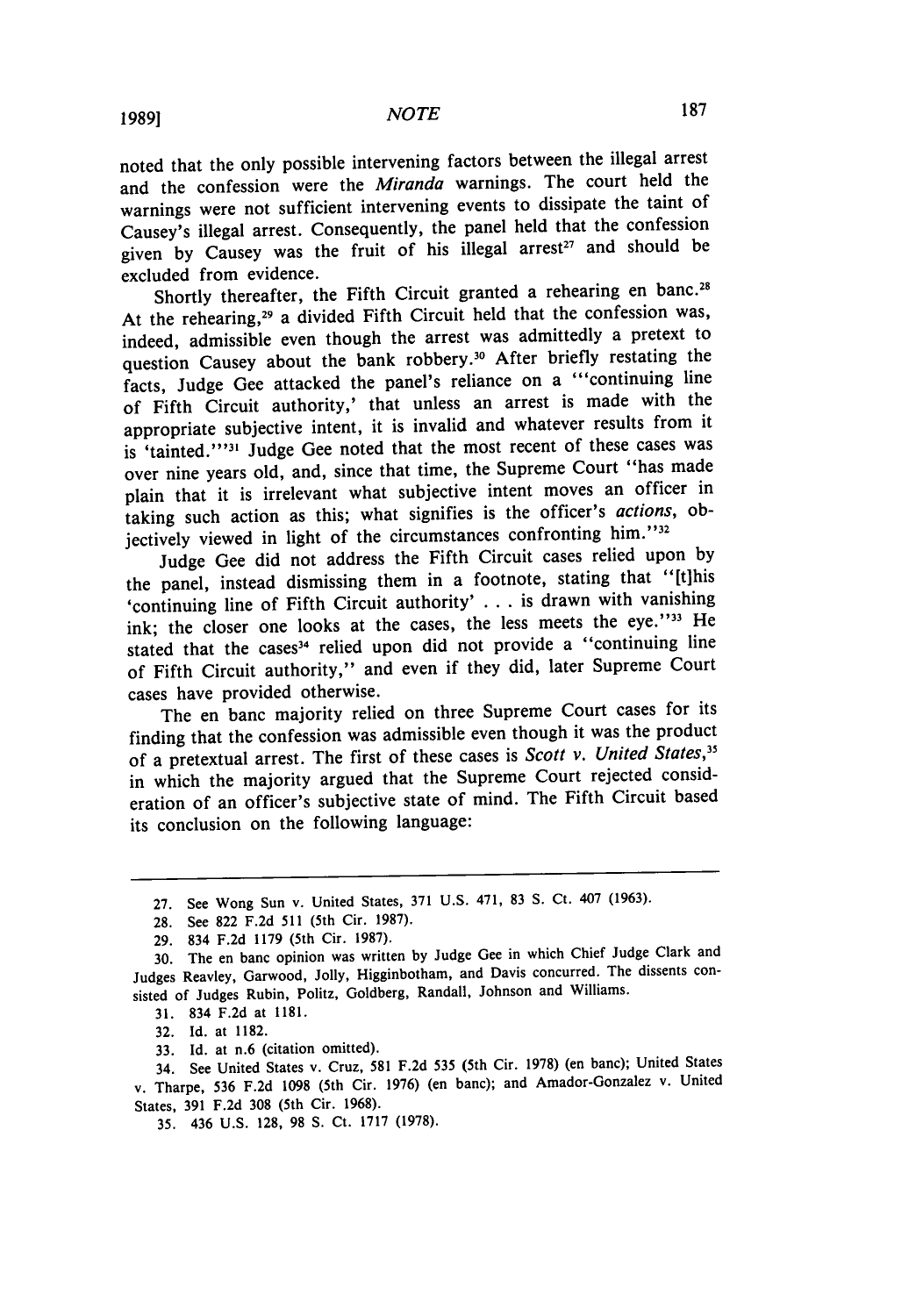noted that the only possible intervening factors between the illegal arrest and the confession were the *Miranda* warnings. The court held the warnings were not sufficient intervening events to dissipate the taint of Causey's illegal arrest. Consequently, the panel held that the confession given by Causey was the fruit of his illegal arrest[27] and should be excluded from evidence.

Shortly thereafter, the Fifth Circuit granted a rehearing en banc.[28] At the rehearing,[29] a divided Fifth Circuit held that the confession was, indeed, admissible even though the arrest was admittedly a pretext to question Causey about the bank robbery.[30] After briefly restating the facts, Judge Gee attacked the panel's reliance on a "'continuing line of Fifth Circuit authority,' that unless an arrest is made with the appropriate subjective intent, it is invalid and whatever results from it is 'tainted.'"[31] Judge Gee noted that the most recent of these cases was over nine years old, and, since that time, the Supreme Court "has made plain that it is irrelevant what subjective intent moves an officer in taking such action as this; what signifies is the officer's *actions*, objectively viewed in light of the circumstances confronting him."[32]

Judge Gee did not address the Fifth Circuit cases relied upon by the panel, instead dismissing them in a footnote, stating that "[t]his 'continuing line of Fifth Circuit authority' . . . is drawn with vanishing ink; the closer one looks at the cases, the less meets the eye."[33] He stated that the cases[34] relied upon did not provide a "continuing line of Fifth Circuit authority," and even if they did, later Supreme Court cases have provided otherwise.

The en banc majority relied on three Supreme Court cases for its finding that the confession was admissible even though it was the product of a pretextual arrest. The first of these cases is *Scott v. United States*,[35] in which the majority argued that the Supreme Court rejected consideration of an officer's subjective state of mind. The Fifth Circuit based its conclusion on the following language:

---

27. See Wong Sun v. United States, 371 U.S. 471, 83 S. Ct. 407 (1963).

28. See 822 F.2d 511 (5th Cir. 1987).

29. 834 F.2d 1179 (5th Cir. 1987).

30. The en banc opinion was written by Judge Gee in which Chief Judge Clark and Judges Reavley, Garwood, Jolly, Higginbotham, and Davis concurred. The dissents consisted of Judges Rubin, Politz, Goldberg, Randall, Johnson and Williams.

31. 834 F.2d at 1181.

32. Id. at 1182.

33. Id. at n.6 (citation omitted).

34. See United States v. Cruz, 581 F.2d 535 (5th Cir. 1978) (en banc); United States v. Tharpe, 536 F.2d 1098 (5th Cir. 1976) (en banc); and Amador-Gonzalez v. United States, 391 F.2d 308 (5th Cir. 1968).

35. 436 U.S. 128, 98 S. Ct. 1717 (1978).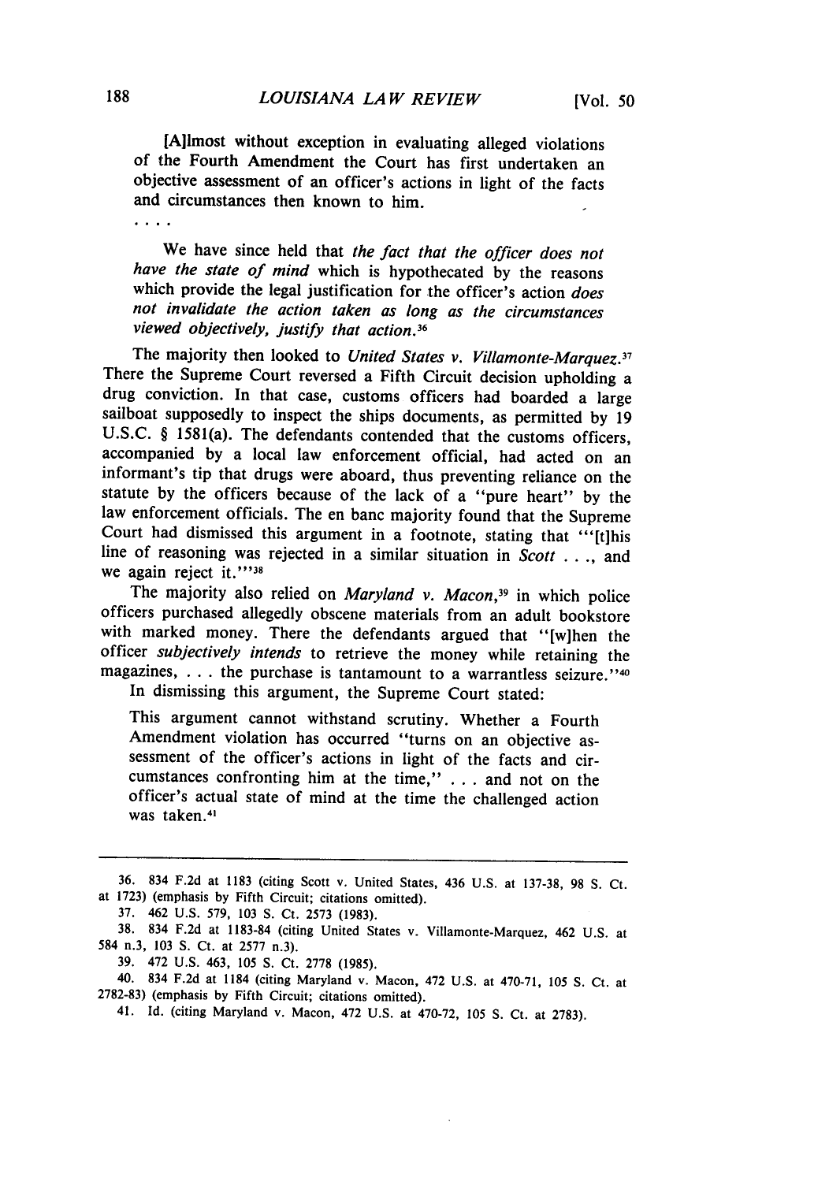> [A]lmost without exception in evaluating alleged violations of the Fourth Amendment the Court has first undertaken an objective assessment of an officer's actions in light of the facts and circumstances then known to him.
>
> . . . .
>
> We have since held that *the fact that the officer does not have the state of mind* which is hypothecated by the reasons which provide the legal justification for the officer's action *does not invalidate the action taken as long as the circumstances viewed objectively, justify that action.*[36]

The majority then looked to *United States v. Villamonte-Marquez.*[37] There the Supreme Court reversed a Fifth Circuit decision upholding a drug conviction. In that case, customs officers had boarded a large sailboat supposedly to inspect the ships documents, as permitted by 19 U.S.C. § 1581(a). The defendants contended that the customs officers, accompanied by a local law enforcement official, had acted on an informant's tip that drugs were aboard, thus preventing reliance on the statute by the officers because of the lack of a "pure heart" by the law enforcement officials. The en banc majority found that the Supreme Court had dismissed this argument in a footnote, stating that "'[t]his line of reasoning was rejected in a similar situation in *Scott* . . ., and we again reject it.'"[38]

The majority also relied on *Maryland v. Macon,*[39] in which police officers purchased allegedly obscene materials from an adult bookstore with marked money. There the defendants argued that "[w]hen the officer *subjectively intends* to retrieve the money while retaining the magazines, . . . the purchase is tantamount to a warrantless seizure."[40] In dismissing this argument, the Supreme Court stated:

> This argument cannot withstand scrutiny. Whether a Fourth Amendment violation has occurred "turns on an objective assessment of the officer's actions in light of the facts and circumstances confronting him at the time," . . . and not on the officer's actual state of mind at the time the challenged action was taken.[41]

---

36. 834 F.2d at 1183 (citing Scott v. United States, 436 U.S. at 137-38, 98 S. Ct. at 1723) (emphasis by Fifth Circuit; citations omitted).

37. 462 U.S. 579, 103 S. Ct. 2573 (1983).

38. 834 F.2d at 1183-84 (citing United States v. Villamonte-Marquez, 462 U.S. at 584 n.3, 103 S. Ct. at 2577 n.3).

39. 472 U.S. 463, 105 S. Ct. 2778 (1985).

40. 834 F.2d at 1184 (citing Maryland v. Macon, 472 U.S. at 470-71, 105 S. Ct. at 2782-83) (emphasis by Fifth Circuit; citations omitted).

41. Id. (citing Maryland v. Macon, 472 U.S. at 470-72, 105 S. Ct. at 2783).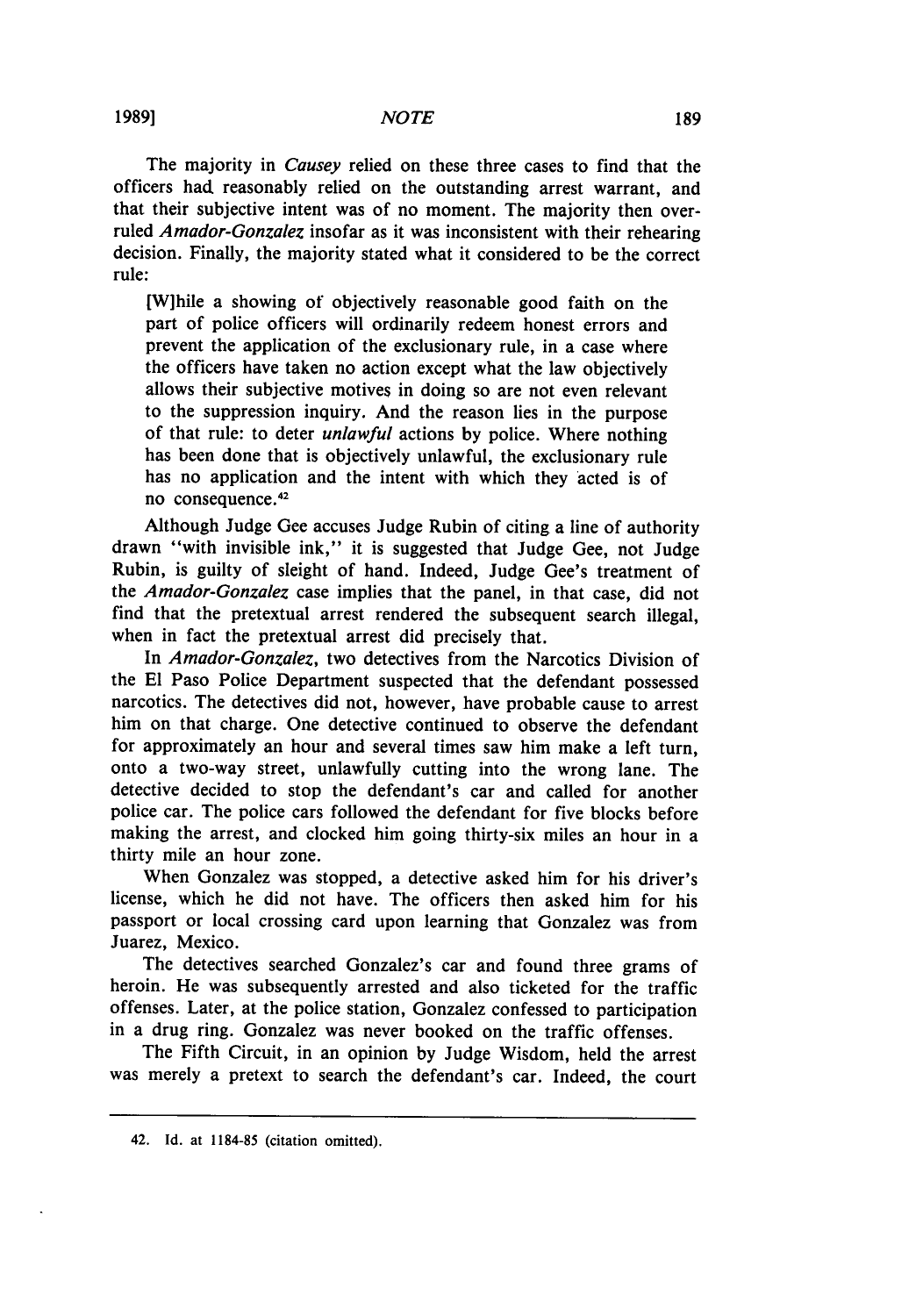The majority in *Causey* relied on these three cases to find that the officers had reasonably relied on the outstanding arrest warrant, and that their subjective intent was of no moment. The majority then overruled *Amador-Gonzalez* insofar as it was inconsistent with their rehearing decision. Finally, the majority stated what it considered to be the correct rule:

> [W]hile a showing of objectively reasonable good faith on the part of police officers will ordinarily redeem honest errors and prevent the application of the exclusionary rule, in a case where the officers have taken no action except what the law objectively allows their subjective motives in doing so are not even relevant to the suppression inquiry. And the reason lies in the purpose of that rule: to deter *unlawful* actions by police. Where nothing has been done that is objectively unlawful, the exclusionary rule has no application and the intent with which they acted is of no consequence.[42]

Although Judge Gee accuses Judge Rubin of citing a line of authority drawn "with invisible ink," it is suggested that Judge Gee, not Judge Rubin, is guilty of sleight of hand. Indeed, Judge Gee's treatment of the *Amador-Gonzalez* case implies that the panel, in that case, did not find that the pretextual arrest rendered the subsequent search illegal, when in fact the pretextual arrest did precisely that.

In *Amador-Gonzalez*, two detectives from the Narcotics Division of the El Paso Police Department suspected that the defendant possessed narcotics. The detectives did not, however, have probable cause to arrest him on that charge. One detective continued to observe the defendant for approximately an hour and several times saw him make a left turn, onto a two-way street, unlawfully cutting into the wrong lane. The detective decided to stop the defendant's car and called for another police car. The police cars followed the defendant for five blocks before making the arrest, and clocked him going thirty-six miles an hour in a thirty mile an hour zone.

When Gonzalez was stopped, a detective asked him for his driver's license, which he did not have. The officers then asked him for his passport or local crossing card upon learning that Gonzalez was from Juarez, Mexico.

The detectives searched Gonzalez's car and found three grams of heroin. He was subsequently arrested and also ticketed for the traffic offenses. Later, at the police station, Gonzalez confessed to participation in a drug ring. Gonzalez was never booked on the traffic offenses.

The Fifth Circuit, in an opinion by Judge Wisdom, held the arrest was merely a pretext to search the defendant's car. Indeed, the court

---

42. Id. at 1184-85 (citation omitted).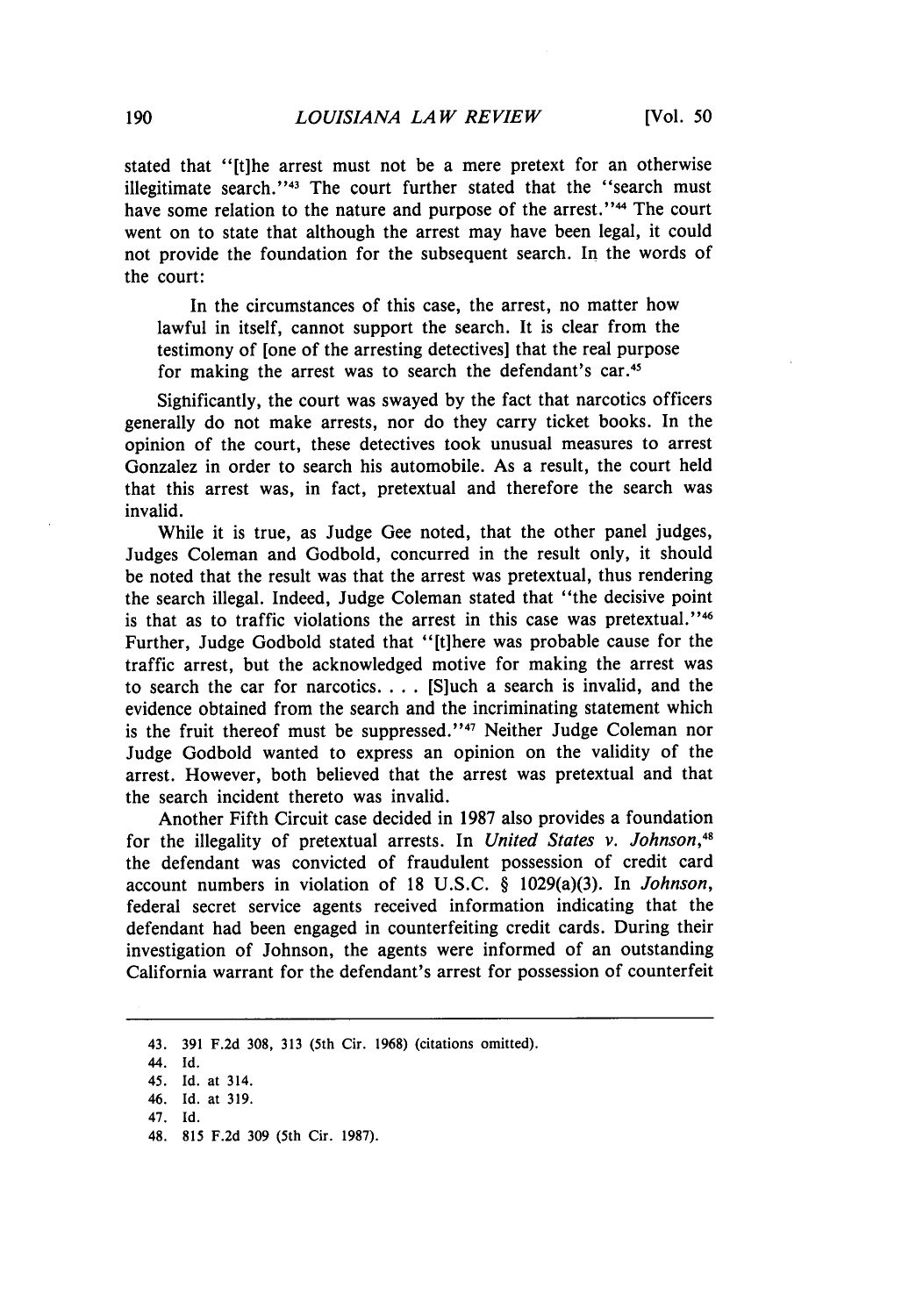stated that "[t]he arrest must not be a mere pretext for an otherwise illegitimate search."[43] The court further stated that the "search must have some relation to the nature and purpose of the arrest."[44] The court went on to state that although the arrest may have been legal, it could not provide the foundation for the subsequent search. In the words of the court:

> In the circumstances of this case, the arrest, no matter how lawful in itself, cannot support the search. It is clear from the testimony of [one of the arresting detectives] that the real purpose for making the arrest was to search the defendant's car.[45]

Significantly, the court was swayed by the fact that narcotics officers generally do not make arrests, nor do they carry ticket books. In the opinion of the court, these detectives took unusual measures to arrest Gonzalez in order to search his automobile. As a result, the court held that this arrest was, in fact, pretextual and therefore the search was invalid.

While it is true, as Judge Gee noted, that the other panel judges, Judges Coleman and Godbold, concurred in the result only, it should be noted that the result was that the arrest was pretextual, thus rendering the search illegal. Indeed, Judge Coleman stated that "the decisive point is that as to traffic violations the arrest in this case was pretextual."[46] Further, Judge Godbold stated that "[t]here was probable cause for the traffic arrest, but the acknowledged motive for making the arrest was to search the car for narcotics. . . . [S]uch a search is invalid, and the evidence obtained from the search and the incriminating statement which is the fruit thereof must be suppressed."[47] Neither Judge Coleman nor Judge Godbold wanted to express an opinion on the validity of the arrest. However, both believed that the arrest was pretextual and that the search incident thereto was invalid.

Another Fifth Circuit case decided in 1987 also provides a foundation for the illegality of pretextual arrests. In *United States v. Johnson*,[48] the defendant was convicted of fraudulent possession of credit card account numbers in violation of 18 U.S.C. § 1029(a)(3). In *Johnson*, federal secret service agents received information indicating that the defendant had been engaged in counterfeiting credit cards. During their investigation of Johnson, the agents were informed of an outstanding California warrant for the defendant's arrest for possession of counterfeit

---

43. 391 F.2d 308, 313 (5th Cir. 1968) (citations omitted).
44. Id.
45. Id. at 314.
46. Id. at 319.
47. Id.
48. 815 F.2d 309 (5th Cir. 1987).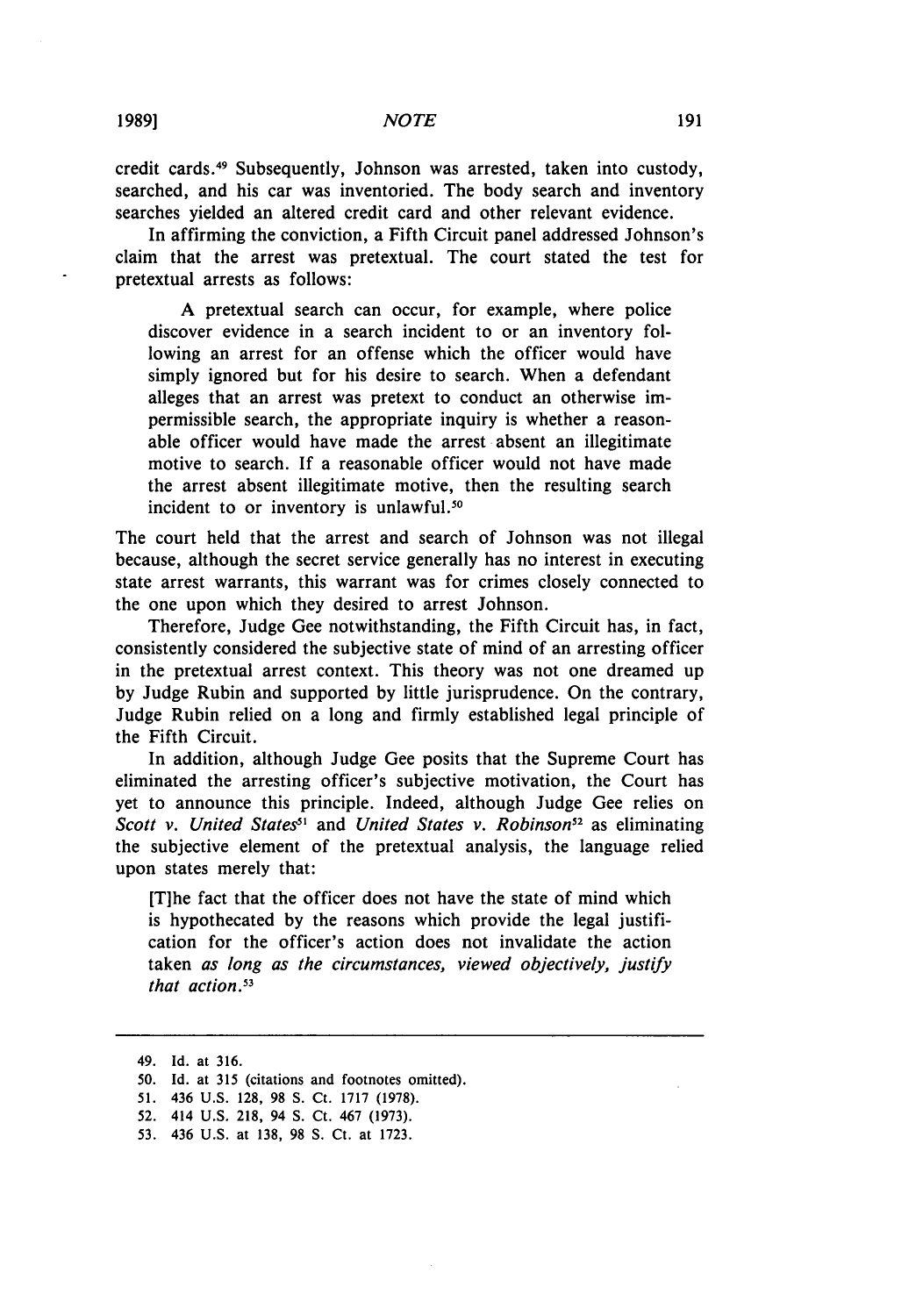credit cards.[49] Subsequently, Johnson was arrested, taken into custody, searched, and his car was inventoried. The body search and inventory searches yielded an altered credit card and other relevant evidence.

In affirming the conviction, a Fifth Circuit panel addressed Johnson's claim that the arrest was pretextual. The court stated the test for pretextual arrests as follows:

> A pretextual search can occur, for example, where police discover evidence in a search incident to or an inventory following an arrest for an offense which the officer would have simply ignored but for his desire to search. When a defendant alleges that an arrest was pretext to conduct an otherwise impermissible search, the appropriate inquiry is whether a reasonable officer would have made the arrest absent an illegitimate motive to search. If a reasonable officer would not have made the arrest absent illegitimate motive, then the resulting search incident to or inventory is unlawful.[50]

The court held that the arrest and search of Johnson was not illegal because, although the secret service generally has no interest in executing state arrest warrants, this warrant was for crimes closely connected to the one upon which they desired to arrest Johnson.

Therefore, Judge Gee notwithstanding, the Fifth Circuit has, in fact, consistently considered the subjective state of mind of an arresting officer in the pretextual arrest context. This theory was not one dreamed up by Judge Rubin and supported by little jurisprudence. On the contrary, Judge Rubin relied on a long and firmly established legal principle of the Fifth Circuit.

In addition, although Judge Gee posits that the Supreme Court has eliminated the arresting officer's subjective motivation, the Court has yet to announce this principle. Indeed, although Judge Gee relies on *Scott v. United States*[51] and *United States v. Robinson*[52] as eliminating the subjective element of the pretextual analysis, the language relied upon states merely that:

> [T]he fact that the officer does not have the state of mind which is hypothecated by the reasons which provide the legal justification for the officer's action does not invalidate the action taken *as long as the circumstances, viewed objectively, justify that action.*[53]

---

49. Id. at 316.
50. Id. at 315 (citations and footnotes omitted).
51. 436 U.S. 128, 98 S. Ct. 1717 (1978).
52. 414 U.S. 218, 94 S. Ct. 467 (1973).
53. 436 U.S. at 138, 98 S. Ct. at 1723.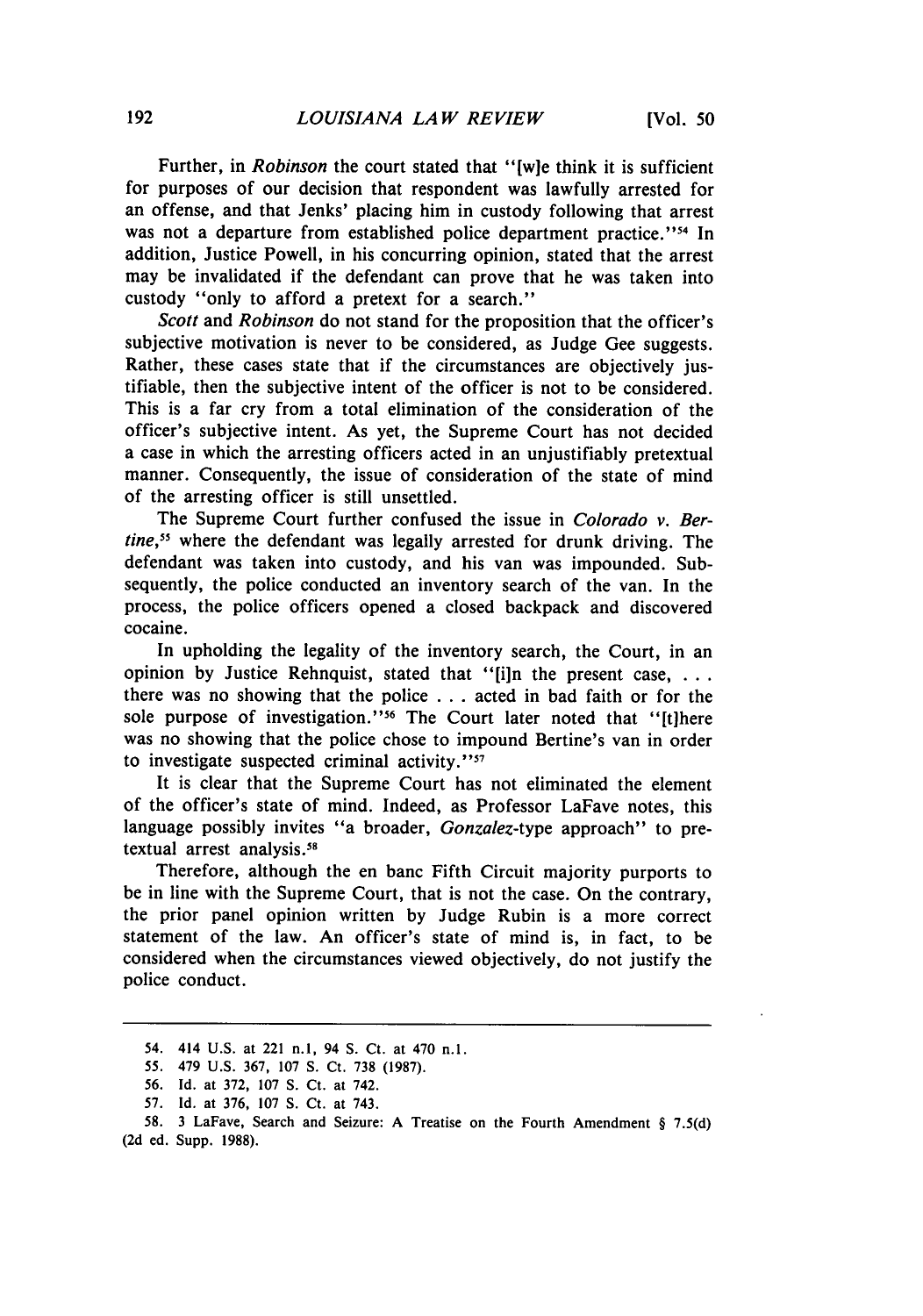Further, in *Robinson* the court stated that "[w]e think it is sufficient for purposes of our decision that respondent was lawfully arrested for an offense, and that Jenks' placing him in custody following that arrest was not a departure from established police department practice."[54] In addition, Justice Powell, in his concurring opinion, stated that the arrest may be invalidated if the defendant can prove that he was taken into custody "only to afford a pretext for a search."

*Scott* and *Robinson* do not stand for the proposition that the officer's subjective motivation is never to be considered, as Judge Gee suggests. Rather, these cases state that if the circumstances are objectively justifiable, then the subjective intent of the officer is not to be considered. This is a far cry from a total elimination of the consideration of the officer's subjective intent. As yet, the Supreme Court has not decided a case in which the arresting officers acted in an unjustifiably pretextual manner. Consequently, the issue of consideration of the state of mind of the arresting officer is still unsettled.

The Supreme Court further confused the issue in *Colorado v. Bertine*,[55] where the defendant was legally arrested for drunk driving. The defendant was taken into custody, and his van was impounded. Subsequently, the police conducted an inventory search of the van. In the process, the police officers opened a closed backpack and discovered cocaine.

In upholding the legality of the inventory search, the Court, in an opinion by Justice Rehnquist, stated that "[i]n the present case, . . . there was no showing that the police . . . acted in bad faith or for the sole purpose of investigation."[56] The Court later noted that "[t]here was no showing that the police chose to impound Bertine's van in order to investigate suspected criminal activity."[57]

It is clear that the Supreme Court has not eliminated the element of the officer's state of mind. Indeed, as Professor LaFave notes, this language possibly invites "a broader, *Gonzalez*-type approach" to pretextual arrest analysis.[58]

Therefore, although the en banc Fifth Circuit majority purports to be in line with the Supreme Court, that is not the case. On the contrary, the prior panel opinion written by Judge Rubin is a more correct statement of the law. An officer's state of mind is, in fact, to be considered when the circumstances viewed objectively, do not justify the police conduct.

---

54. 414 U.S. at 221 n.1, 94 S. Ct. at 470 n.1.

55. 479 U.S. 367, 107 S. Ct. 738 (1987).

56. Id. at 372, 107 S. Ct. at 742.

57. Id. at 376, 107 S. Ct. at 743.

58. 3 LaFave, Search and Seizure: A Treatise on the Fourth Amendment § 7.5(d) (2d ed. Supp. 1988).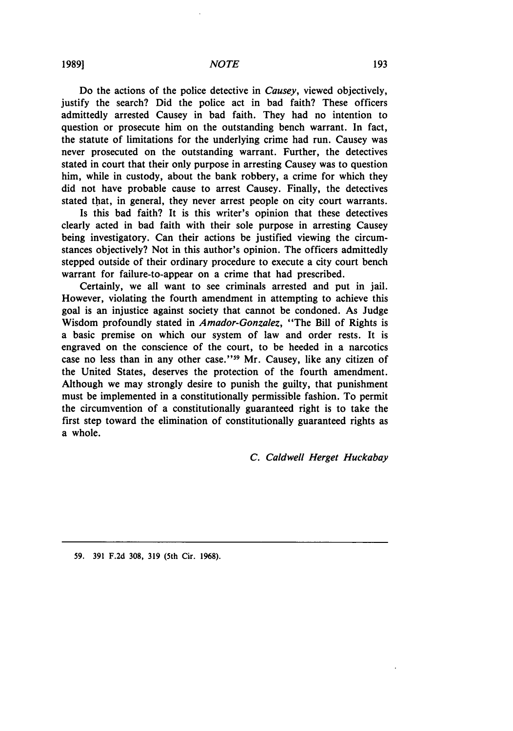Do the actions of the police detective in *Causey*, viewed objectively, justify the search? Did the police act in bad faith? These officers admittedly arrested Causey in bad faith. They had no intention to question or prosecute him on the outstanding bench warrant. In fact, the statute of limitations for the underlying crime had run. Causey was never prosecuted on the outstanding warrant. Further, the detectives stated in court that their only purpose in arresting Causey was to question him, while in custody, about the bank robbery, a crime for which they did not have probable cause to arrest Causey. Finally, the detectives stated that, in general, they never arrest people on city court warrants.

Is this bad faith? It is this writer's opinion that these detectives clearly acted in bad faith with their sole purpose in arresting Causey being investigatory. Can their actions be justified viewing the circumstances objectively? Not in this author's opinion. The officers admittedly stepped outside of their ordinary procedure to execute a city court bench warrant for failure-to-appear on a crime that had prescribed.

Certainly, we all want to see criminals arrested and put in jail. However, violating the fourth amendment in attempting to achieve this goal is an injustice against society that cannot be condoned. As Judge Wisdom profoundly stated in *Amador-Gonzalez*, "The Bill of Rights is a basic premise on which our system of law and order rests. It is engraved on the conscience of the court, to be heeded in a narcotics case no less than in any other case."[59] Mr. Causey, like any citizen of the United States, deserves the protection of the fourth amendment. Although we may strongly desire to punish the guilty, that punishment must be implemented in a constitutionally permissible fashion. To permit the circumvention of a constitutionally guaranteed right is to take the first step toward the elimination of constitutionally guaranteed rights as a whole.

*C. Caldwell Herget Huckabay*

---

59. 391 F.2d 308, 319 (5th Cir. 1968).